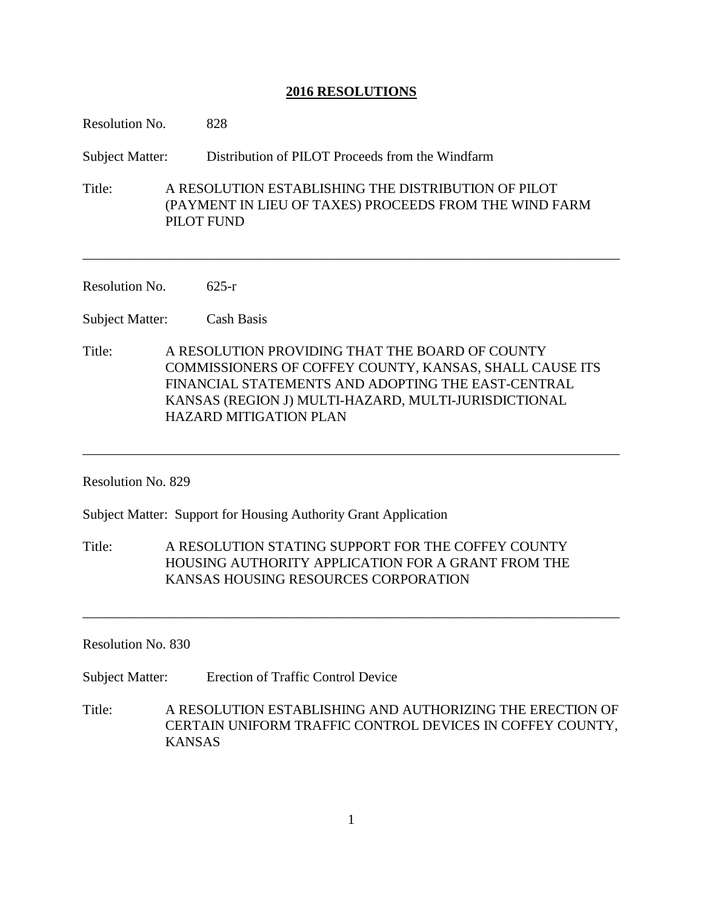# 2016 RESOLUTIONS

Resolution No. 828

Subject Matter: Distribution of PILOT Proceeds from the Windfarm

Title: A RESOLUTION ESTABLISHING THE DISTRIBUTION OF PILOT (PAYMENT IN LIEU OF TAXES) PROCEEDS FROM THE WIND FARM PILOT FUND

---

Resolution No. 625-r

Subject Matter: Cash Basis

Title: A RESOLUTION PROVIDING THAT THE BOARD OF COUNTY COMMISSIONERS OF COFFEY COUNTY, KANSAS, SHALL CAUSE ITS FINANCIAL STATEMENTS AND ADOPTING THE EAST-CENTRAL KANSAS (REGION J) MULTI-HAZARD, MULTI-JURISDICTIONAL HAZARD MITIGATION PLAN

---

Resolution No. 829

Subject Matter: Support for Housing Authority Grant Application

Title: A RESOLUTION STATING SUPPORT FOR THE COFFEY COUNTY HOUSING AUTHORITY APPLICATION FOR A GRANT FROM THE KANSAS HOUSING RESOURCES CORPORATION

---

Resolution No. 830

Subject Matter: Erection of Traffic Control Device

Title: A RESOLUTION ESTABLISHING AND AUTHORIZING THE ERECTION OF CERTAIN UNIFORM TRAFFIC CONTROL DEVICES IN COFFEY COUNTY, KANSAS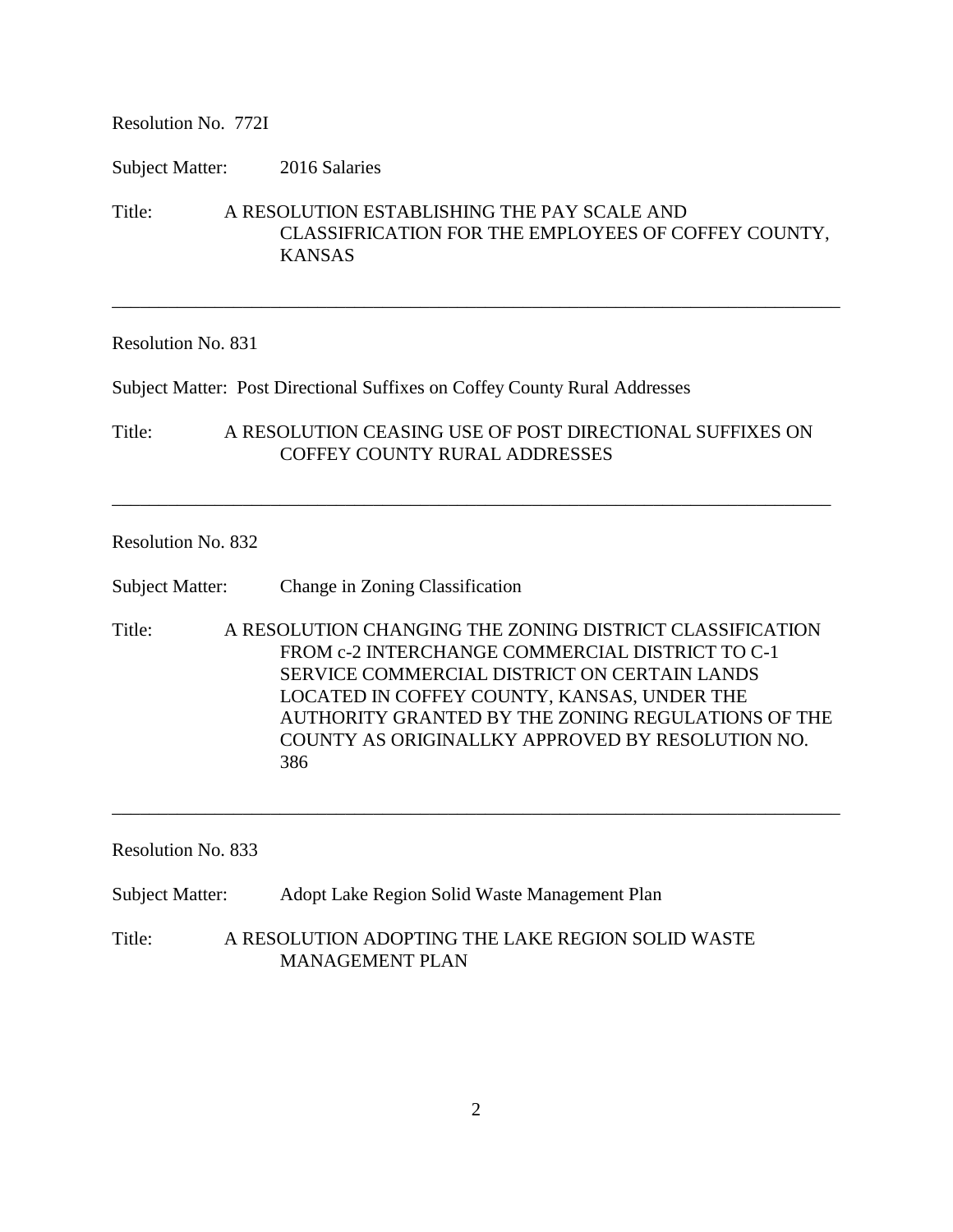Resolution No. 772I

Subject Matter: 2016 Salaries

Title: A RESOLUTION ESTABLISHING THE PAY SCALE AND CLASSIFRICATION FOR THE EMPLOYEES OF COFFEY COUNTY, KANSAS

---

Resolution No. 831

Subject Matter: Post Directional Suffixes on Coffey County Rural Addresses

Title: A RESOLUTION CEASING USE OF POST DIRECTIONAL SUFFIXES ON COFFEY COUNTY RURAL ADDRESSES

---

Resolution No. 832

Subject Matter: Change in Zoning Classification

Title: A RESOLUTION CHANGING THE ZONING DISTRICT CLASSIFICATION FROM c-2 INTERCHANGE COMMERCIAL DISTRICT TO C-1 SERVICE COMMERCIAL DISTRICT ON CERTAIN LANDS LOCATED IN COFFEY COUNTY, KANSAS, UNDER THE AUTHORITY GRANTED BY THE ZONING REGULATIONS OF THE COUNTY AS ORIGINALLKY APPROVED BY RESOLUTION NO. 386

---

Resolution No. 833

Subject Matter: Adopt Lake Region Solid Waste Management Plan

Title: A RESOLUTION ADOPTING THE LAKE REGION SOLID WASTE MANAGEMENT PLAN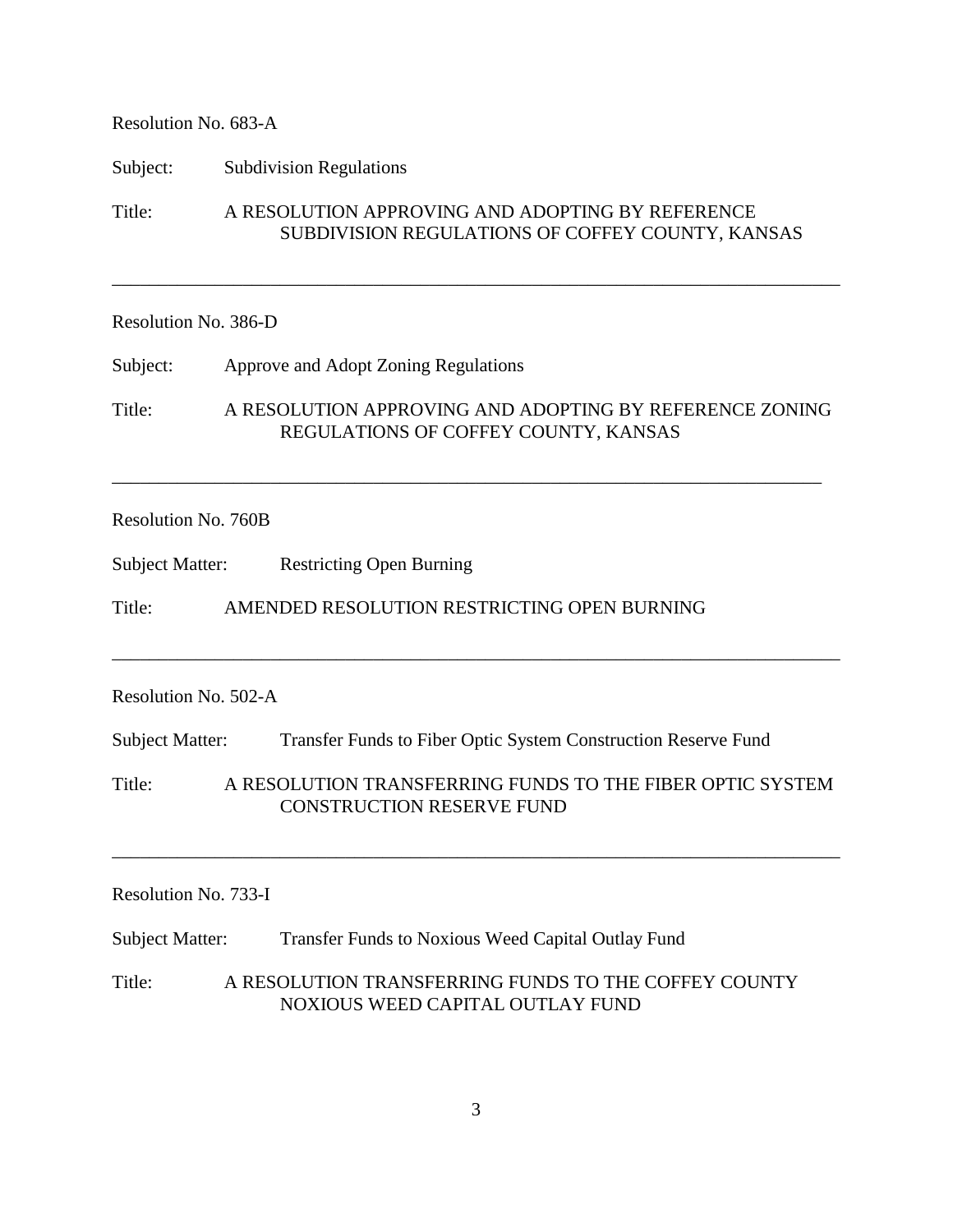Resolution No. 683-A

Subject: Subdivision Regulations

Title: A RESOLUTION APPROVING AND ADOPTING BY REFERENCE SUBDIVISION REGULATIONS OF COFFEY COUNTY, KANSAS

---

Resolution No. 386-D

Subject: Approve and Adopt Zoning Regulations

Title: A RESOLUTION APPROVING AND ADOPTING BY REFERENCE ZONING REGULATIONS OF COFFEY COUNTY, KANSAS

---

Resolution No. 760B

Subject Matter: Restricting Open Burning

Title: AMENDED RESOLUTION RESTRICTING OPEN BURNING

---

Resolution No. 502-A

Subject Matter: Transfer Funds to Fiber Optic System Construction Reserve Fund

Title: A RESOLUTION TRANSFERRING FUNDS TO THE FIBER OPTIC SYSTEM CONSTRUCTION RESERVE FUND

---

Resolution No. 733-I

Subject Matter: Transfer Funds to Noxious Weed Capital Outlay Fund

Title: A RESOLUTION TRANSFERRING FUNDS TO THE COFFEY COUNTY NOXIOUS WEED CAPITAL OUTLAY FUND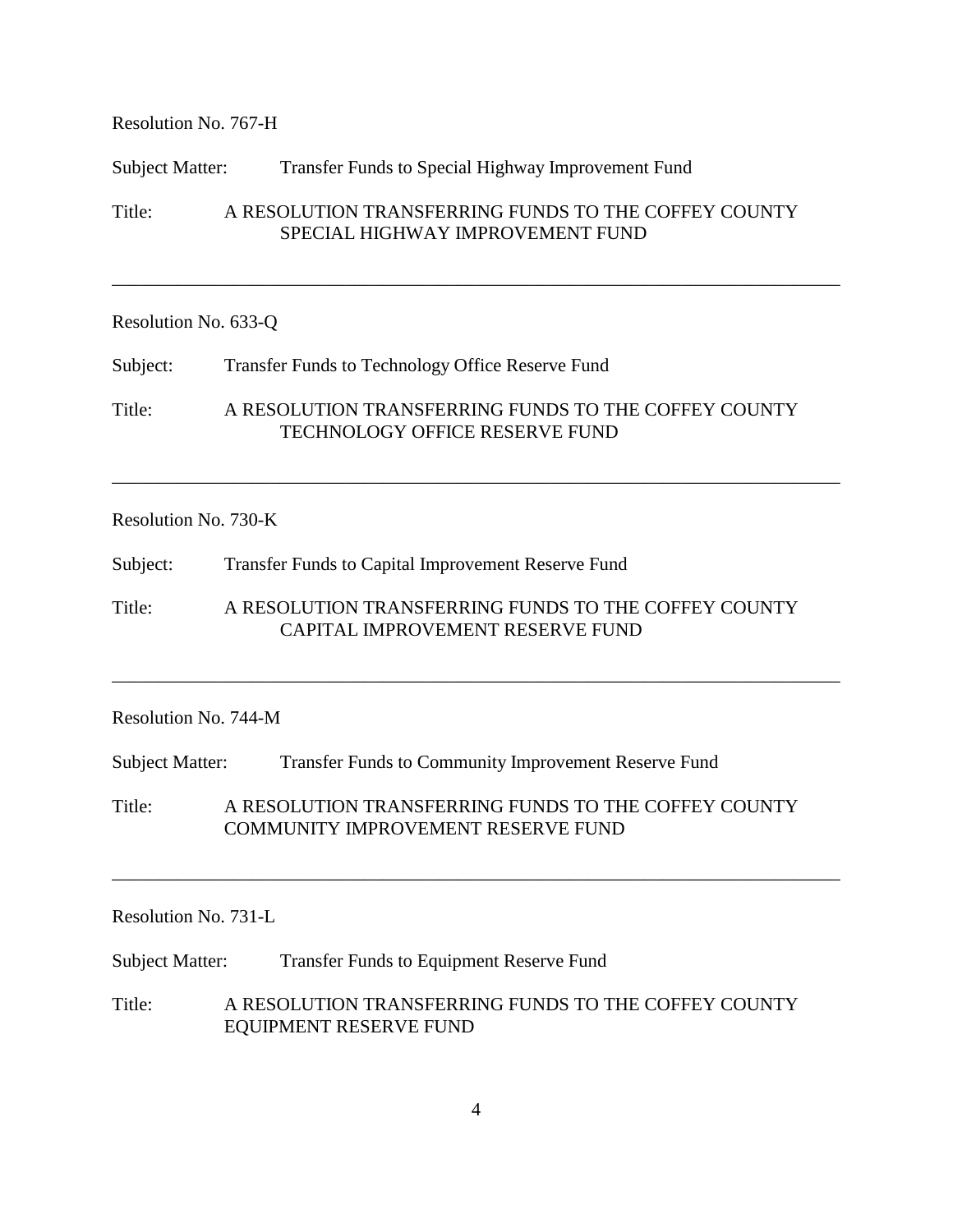Resolution No. 767-H

Subject Matter: Transfer Funds to Special Highway Improvement Fund

Title: A RESOLUTION TRANSFERRING FUNDS TO THE COFFEY COUNTY SPECIAL HIGHWAY IMPROVEMENT FUND

---

Resolution No. 633-Q

Subject: Transfer Funds to Technology Office Reserve Fund

Title: A RESOLUTION TRANSFERRING FUNDS TO THE COFFEY COUNTY TECHNOLOGY OFFICE RESERVE FUND

---

Resolution No. 730-K

Subject: Transfer Funds to Capital Improvement Reserve Fund

Title: A RESOLUTION TRANSFERRING FUNDS TO THE COFFEY COUNTY CAPITAL IMPROVEMENT RESERVE FUND

---

Resolution No. 744-M

Subject Matter: Transfer Funds to Community Improvement Reserve Fund

Title: A RESOLUTION TRANSFERRING FUNDS TO THE COFFEY COUNTY COMMUNITY IMPROVEMENT RESERVE FUND

---

Resolution No. 731-L

Subject Matter: Transfer Funds to Equipment Reserve Fund

Title: A RESOLUTION TRANSFERRING FUNDS TO THE COFFEY COUNTY EQUIPMENT RESERVE FUND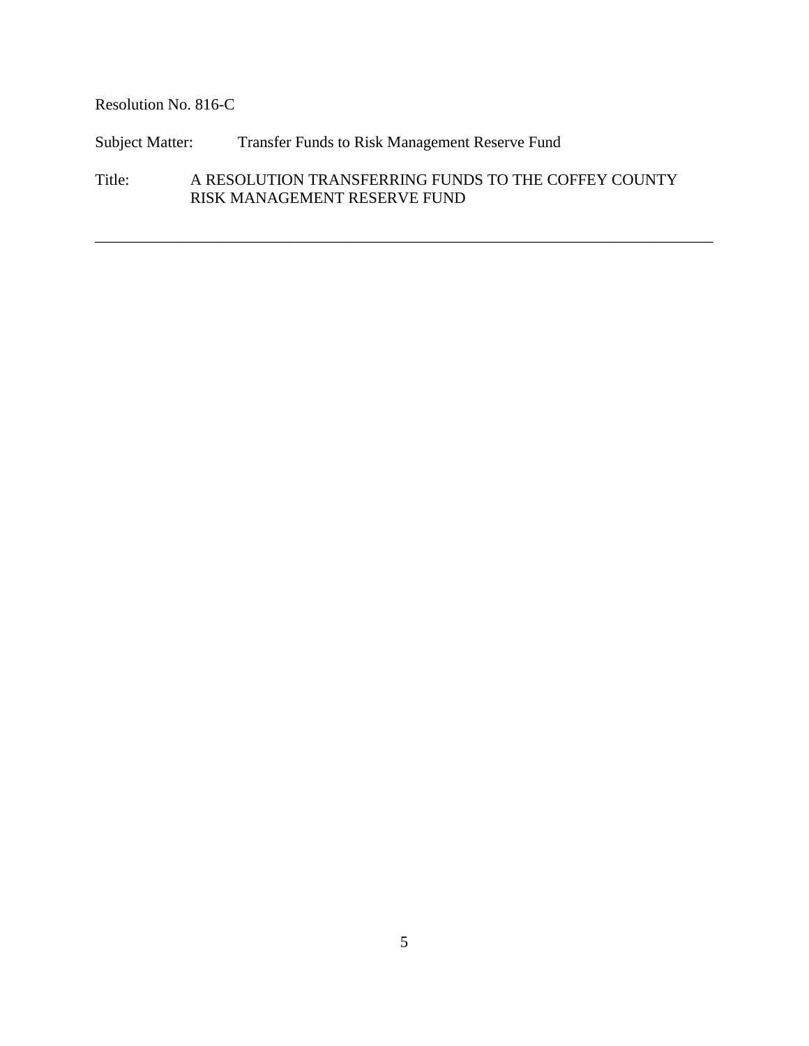Resolution No. 816-C

Subject Matter: Transfer Funds to Risk Management Reserve Fund

Title: A RESOLUTION TRANSFERRING FUNDS TO THE COFFEY COUNTY RISK MANAGEMENT RESERVE FUND

---